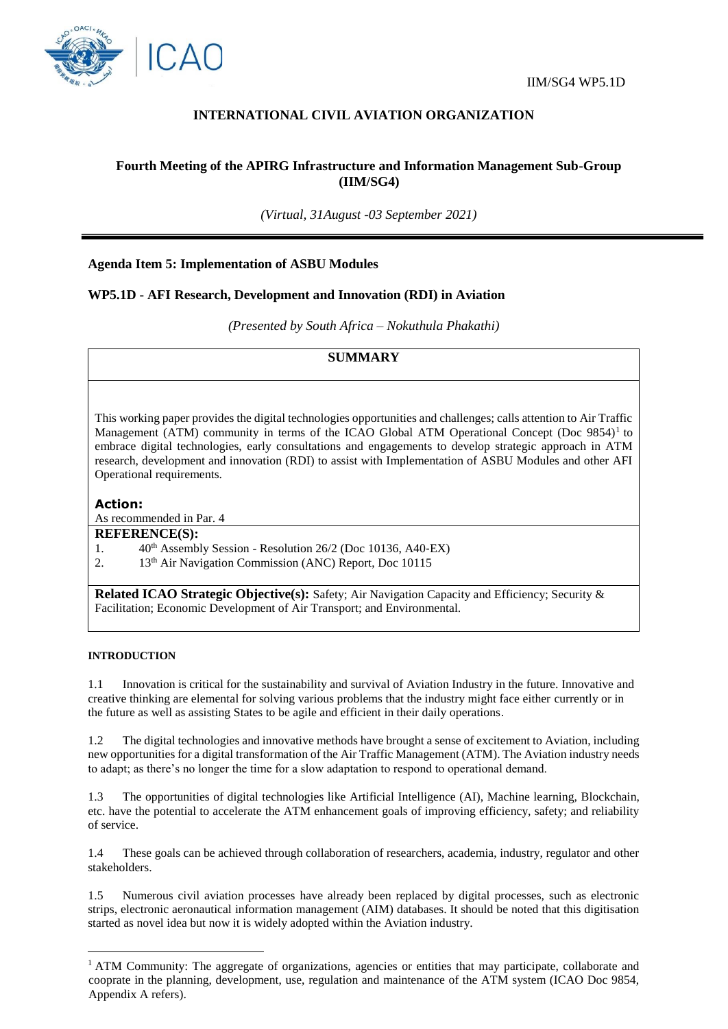IIM/SG4 WP5.1D

# INTERNATIONAL CIVIL AVIATION ORGANIZATION

## Fourth Meeting of the APIRG Infrastructure and Information Management Sub-Group (IIM/SG4)

*(Virtual, 31August -03 September 2021)*

---

**Agenda Item 5: Implementation of ASBU Modules**

**WP5.1D - AFI Research, Development and Innovation (RDI) in Aviation**

*(Presented by South Africa – Nokuthula Phakathi)*

| **SUMMARY** |
| --- |
| This working paper provides the digital technologies opportunities and challenges; calls attention to Air Traffic Management (ATM) community in terms of the ICAO Global ATM Operational Concept (Doc 9854)[1] to embrace digital technologies, early consultations and engagements to develop strategic approach in ATM research, development and innovation (RDI) to assist with Implementation of ASBU Modules and other AFI Operational requirements.<br><br>**Action:**<br>As recommended in Par. 4 |
| **REFERENCE(S):**<br>1. 40th Assembly Session - Resolution 26/2 (Doc 10136, A40-EX)<br>2. 13th Air Navigation Commission (ANC) Report, Doc 10115 |
| **Related ICAO Strategic Objective(s):** Safety; Air Navigation Capacity and Efficiency; Security & Facilitation; Economic Development of Air Transport; and Environmental. |

**INTRODUCTION**

1.1 Innovation is critical for the sustainability and survival of Aviation Industry in the future. Innovative and creative thinking are elemental for solving various problems that the industry might face either currently or in the future as well as assisting States to be agile and efficient in their daily operations.

1.2 The digital technologies and innovative methods have brought a sense of excitement to Aviation, including new opportunities for a digital transformation of the Air Traffic Management (ATM). The Aviation industry needs to adapt; as there's no longer the time for a slow adaptation to respond to operational demand.

1.3 The opportunities of digital technologies like Artificial Intelligence (AI), Machine learning, Blockchain, etc. have the potential to accelerate the ATM enhancement goals of improving efficiency, safety; and reliability of service.

1.4 These goals can be achieved through collaboration of researchers, academia, industry, regulator and other stakeholders.

1.5 Numerous civil aviation processes have already been replaced by digital processes, such as electronic strips, electronic aeronautical information management (AIM) databases. It should be noted that this digitisation started as novel idea but now it is widely adopted within the Aviation industry.

---

[1] ATM Community: The aggregate of organizations, agencies or entities that may participate, collaborate and cooprate in the planning, development, use, regulation and maintenance of the ATM system (ICAO Doc 9854, Appendix A refers).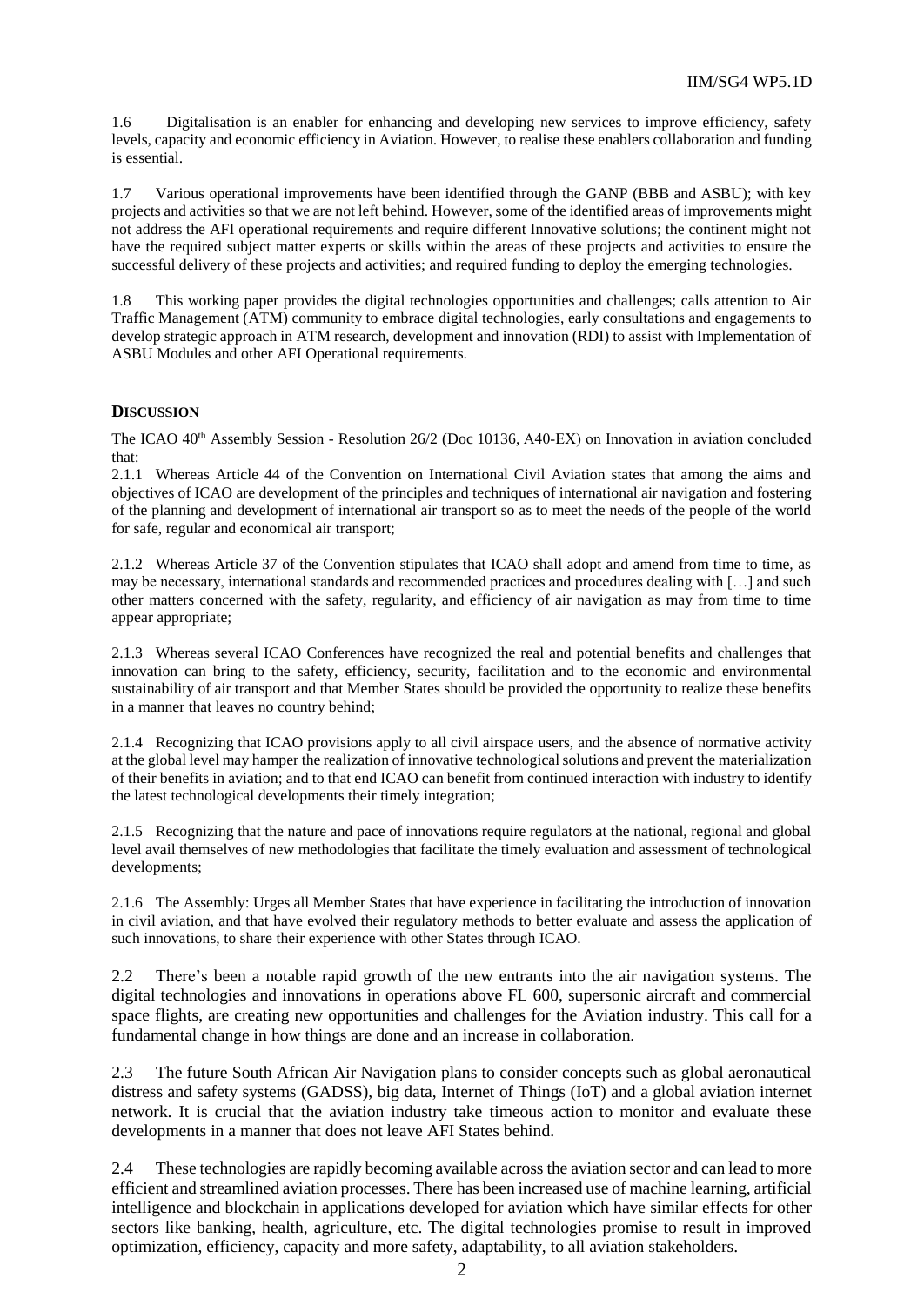1.6 Digitalisation is an enabler for enhancing and developing new services to improve efficiency, safety levels, capacity and economic efficiency in Aviation. However, to realise these enablers collaboration and funding is essential.

1.7 Various operational improvements have been identified through the GANP (BBB and ASBU); with key projects and activities so that we are not left behind. However, some of the identified areas of improvements might not address the AFI operational requirements and require different Innovative solutions; the continent might not have the required subject matter experts or skills within the areas of these projects and activities to ensure the successful delivery of these projects and activities; and required funding to deploy the emerging technologies.

1.8 This working paper provides the digital technologies opportunities and challenges; calls attention to Air Traffic Management (ATM) community to embrace digital technologies, early consultations and engagements to develop strategic approach in ATM research, development and innovation (RDI) to assist with Implementation of ASBU Modules and other AFI Operational requirements.

## DISCUSSION

The ICAO 40th Assembly Session - Resolution 26/2 (Doc 10136, A40-EX) on Innovation in aviation concluded that:

2.1.1 Whereas Article 44 of the Convention on International Civil Aviation states that among the aims and objectives of ICAO are development of the principles and techniques of international air navigation and fostering of the planning and development of international air transport so as to meet the needs of the people of the world for safe, regular and economical air transport;

2.1.2 Whereas Article 37 of the Convention stipulates that ICAO shall adopt and amend from time to time, as may be necessary, international standards and recommended practices and procedures dealing with […] and such other matters concerned with the safety, regularity, and efficiency of air navigation as may from time to time appear appropriate;

2.1.3 Whereas several ICAO Conferences have recognized the real and potential benefits and challenges that innovation can bring to the safety, efficiency, security, facilitation and to the economic and environmental sustainability of air transport and that Member States should be provided the opportunity to realize these benefits in a manner that leaves no country behind;

2.1.4 Recognizing that ICAO provisions apply to all civil airspace users, and the absence of normative activity at the global level may hamper the realization of innovative technological solutions and prevent the materialization of their benefits in aviation; and to that end ICAO can benefit from continued interaction with industry to identify the latest technological developments their timely integration;

2.1.5 Recognizing that the nature and pace of innovations require regulators at the national, regional and global level avail themselves of new methodologies that facilitate the timely evaluation and assessment of technological developments;

2.1.6 The Assembly: Urges all Member States that have experience in facilitating the introduction of innovation in civil aviation, and that have evolved their regulatory methods to better evaluate and assess the application of such innovations, to share their experience with other States through ICAO.

2.2 There's been a notable rapid growth of the new entrants into the air navigation systems. The digital technologies and innovations in operations above FL 600, supersonic aircraft and commercial space flights, are creating new opportunities and challenges for the Aviation industry. This call for a fundamental change in how things are done and an increase in collaboration.

2.3 The future South African Air Navigation plans to consider concepts such as global aeronautical distress and safety systems (GADSS), big data, Internet of Things (IoT) and a global aviation internet network. It is crucial that the aviation industry take timeous action to monitor and evaluate these developments in a manner that does not leave AFI States behind.

2.4 These technologies are rapidly becoming available across the aviation sector and can lead to more efficient and streamlined aviation processes. There has been increased use of machine learning, artificial intelligence and blockchain in applications developed for aviation which have similar effects for other sectors like banking, health, agriculture, etc. The digital technologies promise to result in improved optimization, efficiency, capacity and more safety, adaptability, to all aviation stakeholders.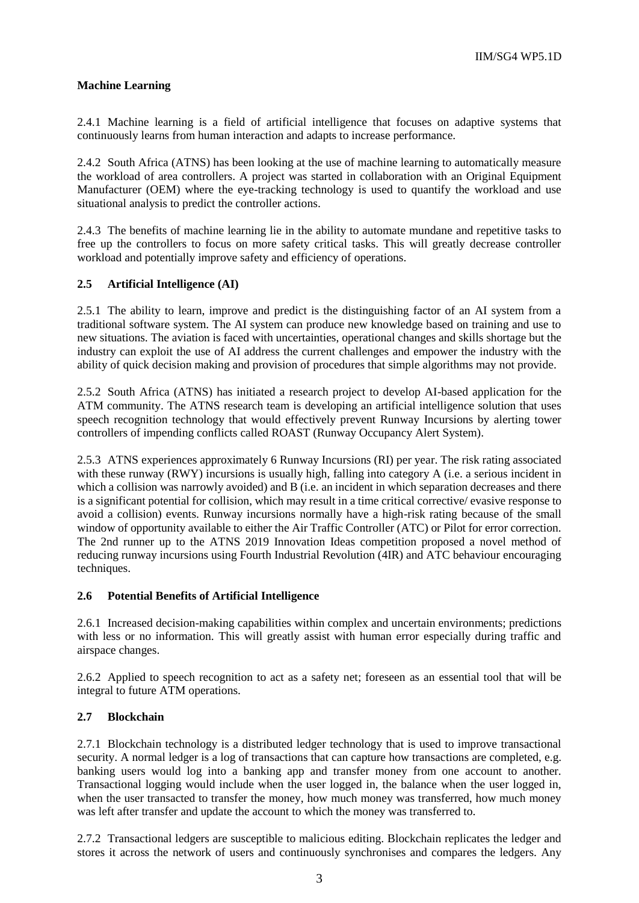**Machine Learning**

2.4.1 Machine learning is a field of artificial intelligence that focuses on adaptive systems that continuously learns from human interaction and adapts to increase performance.

2.4.2 South Africa (ATNS) has been looking at the use of machine learning to automatically measure the workload of area controllers. A project was started in collaboration with an Original Equipment Manufacturer (OEM) where the eye-tracking technology is used to quantify the workload and use situational analysis to predict the controller actions.

2.4.3 The benefits of machine learning lie in the ability to automate mundane and repetitive tasks to free up the controllers to focus on more safety critical tasks. This will greatly decrease controller workload and potentially improve safety and efficiency of operations.

## 2.5 Artificial Intelligence (AI)

2.5.1 The ability to learn, improve and predict is the distinguishing factor of an AI system from a traditional software system. The AI system can produce new knowledge based on training and use to new situations. The aviation is faced with uncertainties, operational changes and skills shortage but the industry can exploit the use of AI address the current challenges and empower the industry with the ability of quick decision making and provision of procedures that simple algorithms may not provide.

2.5.2 South Africa (ATNS) has initiated a research project to develop AI-based application for the ATM community. The ATNS research team is developing an artificial intelligence solution that uses speech recognition technology that would effectively prevent Runway Incursions by alerting tower controllers of impending conflicts called ROAST (Runway Occupancy Alert System).

2.5.3 ATNS experiences approximately 6 Runway Incursions (RI) per year. The risk rating associated with these runway (RWY) incursions is usually high, falling into category A (i.e. a serious incident in which a collision was narrowly avoided) and B (i.e. an incident in which separation decreases and there is a significant potential for collision, which may result in a time critical corrective/ evasive response to avoid a collision) events. Runway incursions normally have a high-risk rating because of the small window of opportunity available to either the Air Traffic Controller (ATC) or Pilot for error correction. The 2nd runner up to the ATNS 2019 Innovation Ideas competition proposed a novel method of reducing runway incursions using Fourth Industrial Revolution (4IR) and ATC behaviour encouraging techniques.

## 2.6 Potential Benefits of Artificial Intelligence

2.6.1 Increased decision-making capabilities within complex and uncertain environments; predictions with less or no information. This will greatly assist with human error especially during traffic and airspace changes.

2.6.2 Applied to speech recognition to act as a safety net; foreseen as an essential tool that will be integral to future ATM operations.

## 2.7 Blockchain

2.7.1 Blockchain technology is a distributed ledger technology that is used to improve transactional security. A normal ledger is a log of transactions that can capture how transactions are completed, e.g. banking users would log into a banking app and transfer money from one account to another. Transactional logging would include when the user logged in, the balance when the user logged in, when the user transacted to transfer the money, how much money was transferred, how much money was left after transfer and update the account to which the money was transferred to.

2.7.2 Transactional ledgers are susceptible to malicious editing. Blockchain replicates the ledger and stores it across the network of users and continuously synchronises and compares the ledgers. Any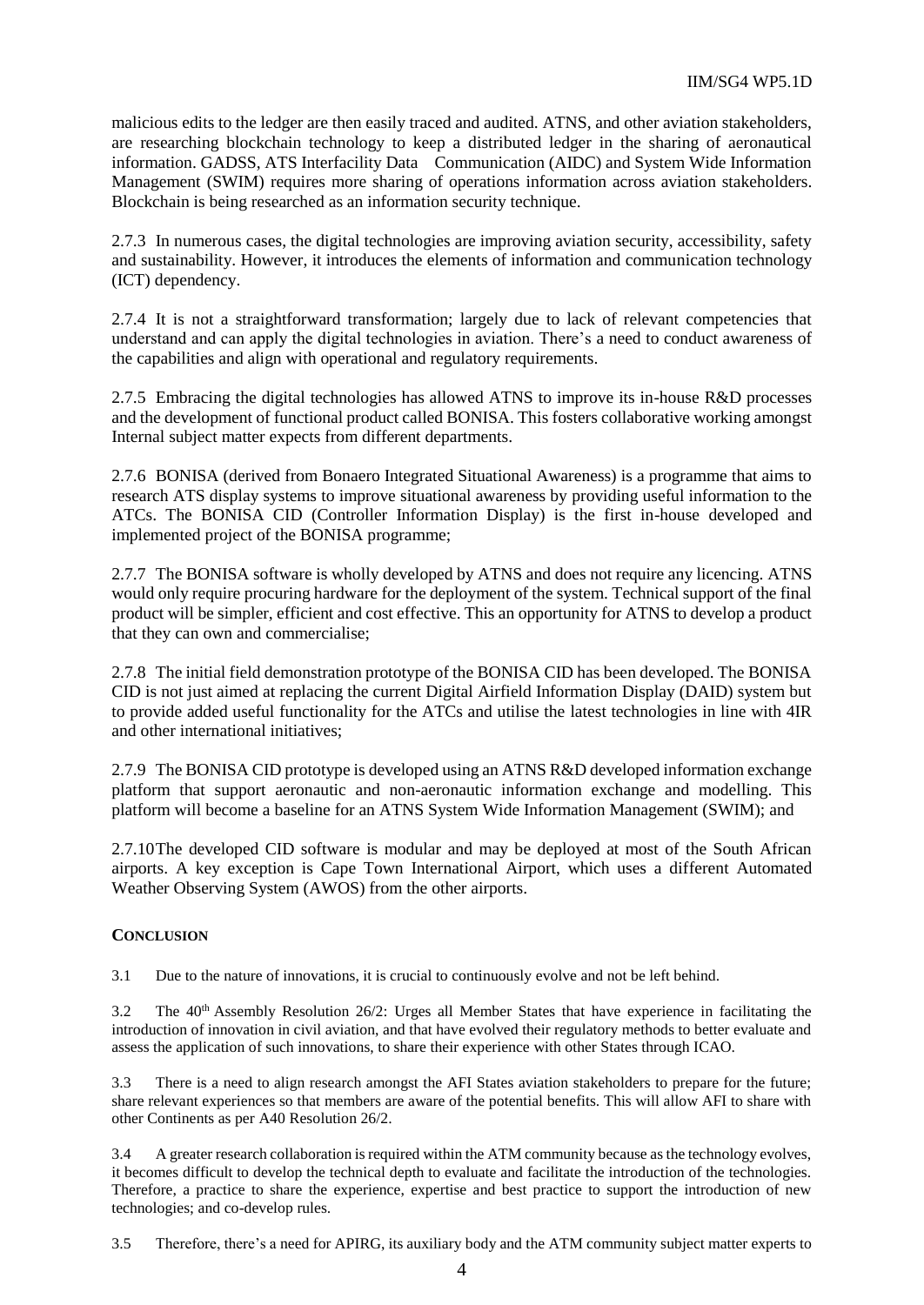malicious edits to the ledger are then easily traced and audited. ATNS, and other aviation stakeholders, are researching blockchain technology to keep a distributed ledger in the sharing of aeronautical information. GADSS, ATS Interfacility Data Communication (AIDC) and System Wide Information Management (SWIM) requires more sharing of operations information across aviation stakeholders. Blockchain is being researched as an information security technique.

2.7.3 In numerous cases, the digital technologies are improving aviation security, accessibility, safety and sustainability. However, it introduces the elements of information and communication technology (ICT) dependency.

2.7.4 It is not a straightforward transformation; largely due to lack of relevant competencies that understand and can apply the digital technologies in aviation. There's a need to conduct awareness of the capabilities and align with operational and regulatory requirements.

2.7.5 Embracing the digital technologies has allowed ATNS to improve its in-house R&D processes and the development of functional product called BONISA. This fosters collaborative working amongst Internal subject matter expects from different departments.

2.7.6 BONISA (derived from Bonaero Integrated Situational Awareness) is a programme that aims to research ATS display systems to improve situational awareness by providing useful information to the ATCs. The BONISA CID (Controller Information Display) is the first in-house developed and implemented project of the BONISA programme;

2.7.7 The BONISA software is wholly developed by ATNS and does not require any licencing. ATNS would only require procuring hardware for the deployment of the system. Technical support of the final product will be simpler, efficient and cost effective. This an opportunity for ATNS to develop a product that they can own and commercialise;

2.7.8 The initial field demonstration prototype of the BONISA CID has been developed. The BONISA CID is not just aimed at replacing the current Digital Airfield Information Display (DAID) system but to provide added useful functionality for the ATCs and utilise the latest technologies in line with 4IR and other international initiatives;

2.7.9 The BONISA CID prototype is developed using an ATNS R&D developed information exchange platform that support aeronautic and non-aeronautic information exchange and modelling. This platform will become a baseline for an ATNS System Wide Information Management (SWIM); and

2.7.10 The developed CID software is modular and may be deployed at most of the South African airports. A key exception is Cape Town International Airport, which uses a different Automated Weather Observing System (AWOS) from the other airports.

## CONCLUSION

3.1 Due to the nature of innovations, it is crucial to continuously evolve and not be left behind.

3.2 The 40th Assembly Resolution 26/2: Urges all Member States that have experience in facilitating the introduction of innovation in civil aviation, and that have evolved their regulatory methods to better evaluate and assess the application of such innovations, to share their experience with other States through ICAO.

3.3 There is a need to align research amongst the AFI States aviation stakeholders to prepare for the future; share relevant experiences so that members are aware of the potential benefits. This will allow AFI to share with other Continents as per A40 Resolution 26/2.

3.4 A greater research collaboration is required within the ATM community because as the technology evolves, it becomes difficult to develop the technical depth to evaluate and facilitate the introduction of the technologies. Therefore, a practice to share the experience, expertise and best practice to support the introduction of new technologies; and co-develop rules.

3.5 Therefore, there's a need for APIRG, its auxiliary body and the ATM community subject matter experts to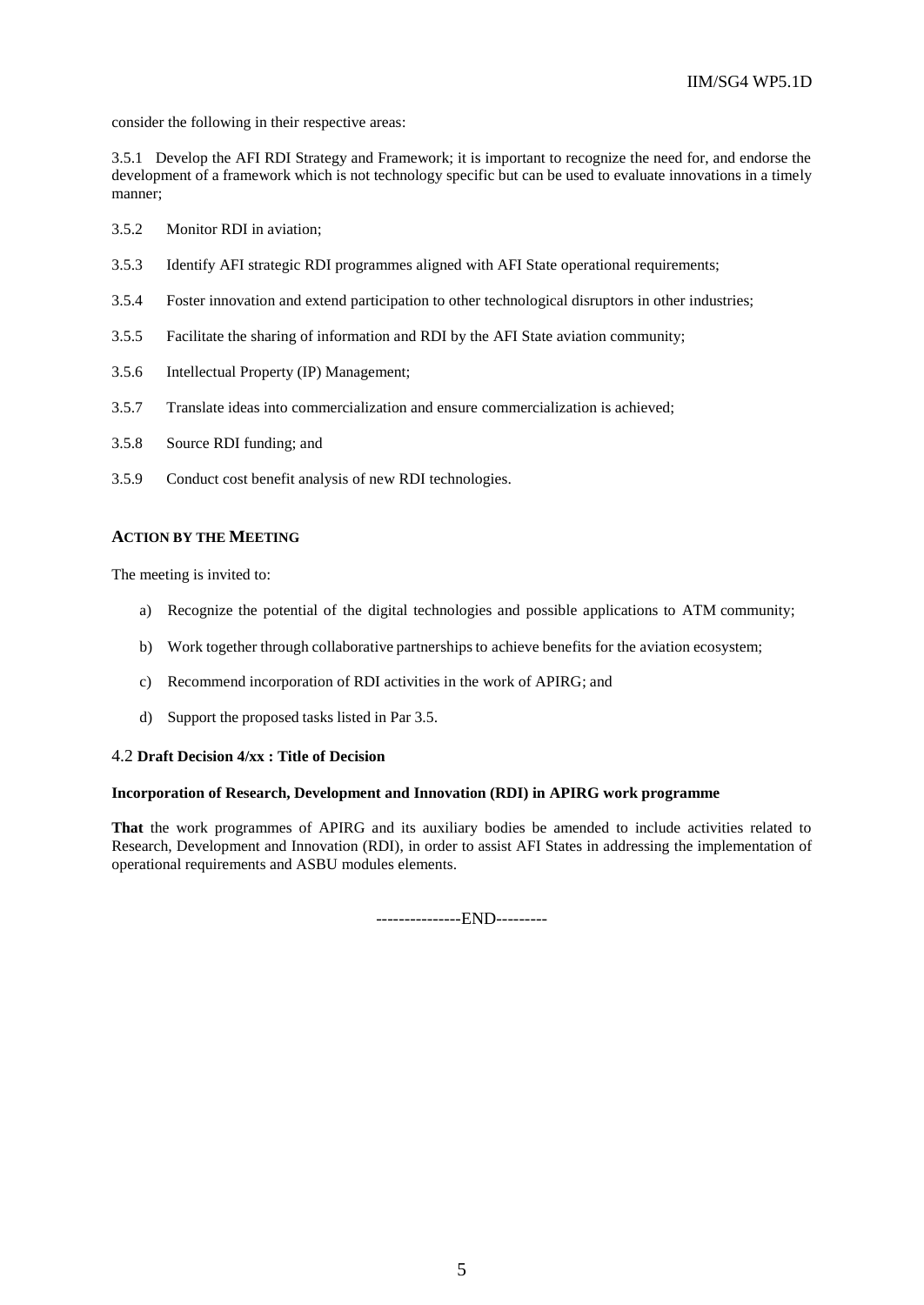consider the following in their respective areas:

3.5.1 Develop the AFI RDI Strategy and Framework; it is important to recognize the need for, and endorse the development of a framework which is not technology specific but can be used to evaluate innovations in a timely manner;

3.5.2 Monitor RDI in aviation;

3.5.3 Identify AFI strategic RDI programmes aligned with AFI State operational requirements;

3.5.4 Foster innovation and extend participation to other technological disruptors in other industries;

3.5.5 Facilitate the sharing of information and RDI by the AFI State aviation community;

3.5.6 Intellectual Property (IP) Management;

3.5.7 Translate ideas into commercialization and ensure commercialization is achieved;

3.5.8 Source RDI funding; and

3.5.9 Conduct cost benefit analysis of new RDI technologies.

## ACTION BY THE MEETING

The meeting is invited to:

a) Recognize the potential of the digital technologies and possible applications to ATM community;

b) Work together through collaborative partnerships to achieve benefits for the aviation ecosystem;

c) Recommend incorporation of RDI activities in the work of APIRG; and

d) Support the proposed tasks listed in Par 3.5.

### 4.2 Draft Decision 4/xx : Title of Decision

**Incorporation of Research, Development and Innovation (RDI) in APIRG work programme**

**That** the work programmes of APIRG and its auxiliary bodies be amended to include activities related to Research, Development and Innovation (RDI), in order to assist AFI States in addressing the implementation of operational requirements and ASBU modules elements.

---------------END---------